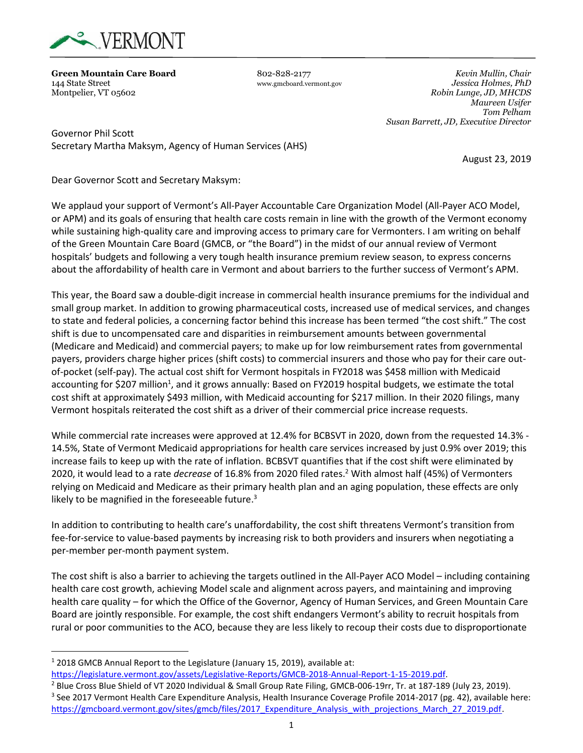VERMONT

**Green Mountain Care Board**
144 State Street
Montpelier, VT 05602

802-828-2177
www.gmcboard.vermont.gov

*Kevin Mullin, Chair*
*Jessica Holmes, PhD*
*Robin Lunge, JD, MHCDS*
*Maureen Usifer*
*Tom Pelham*
*Susan Barrett, JD, Executive Director*

Governor Phil Scott
Secretary Martha Maksym, Agency of Human Services (AHS)

August 23, 2019

Dear Governor Scott and Secretary Maksym:

We applaud your support of Vermont's All-Payer Accountable Care Organization Model (All-Payer ACO Model, or APM) and its goals of ensuring that health care costs remain in line with the growth of the Vermont economy while sustaining high-quality care and improving access to primary care for Vermonters. I am writing on behalf of the Green Mountain Care Board (GMCB, or "the Board") in the midst of our annual review of Vermont hospitals' budgets and following a very tough health insurance premium review season, to express concerns about the affordability of health care in Vermont and about barriers to the further success of Vermont's APM.

This year, the Board saw a double-digit increase in commercial health insurance premiums for the individual and small group market. In addition to growing pharmaceutical costs, increased use of medical services, and changes to state and federal policies, a concerning factor behind this increase has been termed "the cost shift." The cost shift is due to uncompensated care and disparities in reimbursement amounts between governmental (Medicare and Medicaid) and commercial payers; to make up for low reimbursement rates from governmental payers, providers charge higher prices (shift costs) to commercial insurers and those who pay for their care out-of-pocket (self-pay). The actual cost shift for Vermont hospitals in FY2018 was $458 million with Medicaid accounting for $207 million[1], and it grows annually: Based on FY2019 hospital budgets, we estimate the total cost shift at approximately $493 million, with Medicaid accounting for $217 million. In their 2020 filings, many Vermont hospitals reiterated the cost shift as a driver of their commercial price increase requests.

While commercial rate increases were approved at 12.4% for BCBSVT in 2020, down from the requested 14.3% - 14.5%, State of Vermont Medicaid appropriations for health care services increased by just 0.9% over 2019; this increase fails to keep up with the rate of inflation. BCBSVT quantifies that if the cost shift were eliminated by 2020, it would lead to a rate *decrease* of 16.8% from 2020 filed rates.[2] With almost half (45%) of Vermonters relying on Medicaid and Medicare as their primary health plan and an aging population, these effects are only likely to be magnified in the foreseeable future.[3]

In addition to contributing to health care's unaffordability, the cost shift threatens Vermont's transition from fee-for-service to value-based payments by increasing risk to both providers and insurers when negotiating a per-member per-month payment system.

The cost shift is also a barrier to achieving the targets outlined in the All-Payer ACO Model – including containing health care cost growth, achieving Model scale and alignment across payers, and maintaining and improving health care quality – for which the Office of the Governor, Agency of Human Services, and Green Mountain Care Board are jointly responsible. For example, the cost shift endangers Vermont's ability to recruit hospitals from rural or poor communities to the ACO, because they are less likely to recoup their costs due to disproportionate

---

[1] 2018 GMCB Annual Report to the Legislature (January 15, 2019), available at: https://legislature.vermont.gov/assets/Legislative-Reports/GMCB-2018-Annual-Report-1-15-2019.pdf.

[2] Blue Cross Blue Shield of VT 2020 Individual & Small Group Rate Filing, GMCB-006-19rr, Tr. at 187-189 (July 23, 2019).

[3] See 2017 Vermont Health Care Expenditure Analysis, Health Insurance Coverage Profile 2014-2017 (pg. 42), available here: https://gmcboard.vermont.gov/sites/gmcb/files/2017_Expenditure_Analysis_with_projections_March_27_2019.pdf.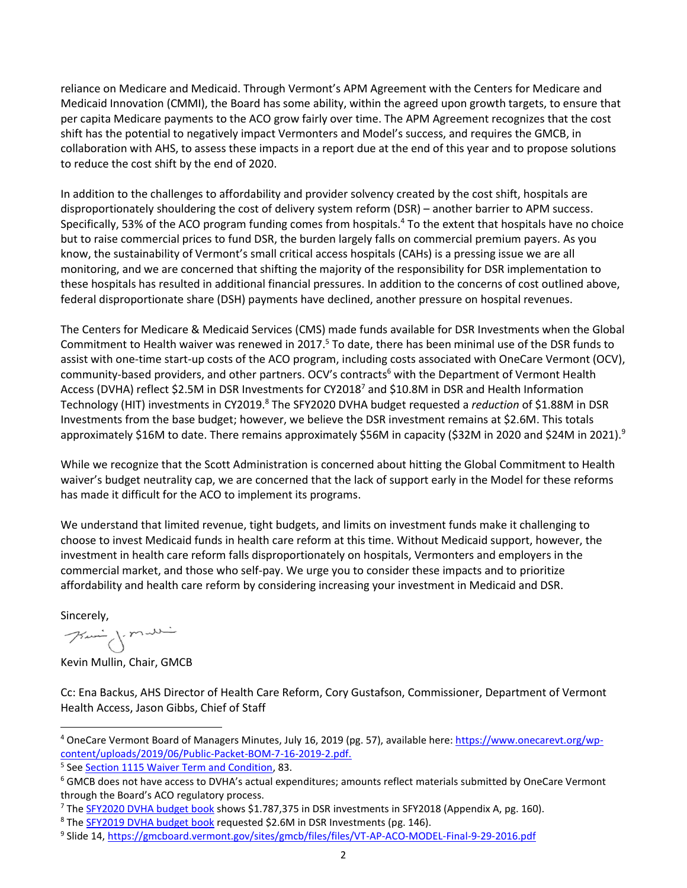reliance on Medicare and Medicaid. Through Vermont's APM Agreement with the Centers for Medicare and Medicaid Innovation (CMMI), the Board has some ability, within the agreed upon growth targets, to ensure that per capita Medicare payments to the ACO grow fairly over time. The APM Agreement recognizes that the cost shift has the potential to negatively impact Vermonters and Model's success, and requires the GMCB, in collaboration with AHS, to assess these impacts in a report due at the end of this year and to propose solutions to reduce the cost shift by the end of 2020.

In addition to the challenges to affordability and provider solvency created by the cost shift, hospitals are disproportionately shouldering the cost of delivery system reform (DSR) – another barrier to APM success. Specifically, 53% of the ACO program funding comes from hospitals.[4] To the extent that hospitals have no choice but to raise commercial prices to fund DSR, the burden largely falls on commercial premium payers. As you know, the sustainability of Vermont's small critical access hospitals (CAHs) is a pressing issue we are all monitoring, and we are concerned that shifting the majority of the responsibility for DSR implementation to these hospitals has resulted in additional financial pressures. In addition to the concerns of cost outlined above, federal disproportionate share (DSH) payments have declined, another pressure on hospital revenues.

The Centers for Medicare & Medicaid Services (CMS) made funds available for DSR Investments when the Global Commitment to Health waiver was renewed in 2017.[5] To date, there has been minimal use of the DSR funds to assist with one-time start-up costs of the ACO program, including costs associated with OneCare Vermont (OCV), community-based providers, and other partners. OCV's contracts[6] with the Department of Vermont Health Access (DVHA) reflect $2.5M in DSR Investments for CY2018[7] and $10.8M in DSR and Health Information Technology (HIT) investments in CY2019.[8] The SFY2020 DVHA budget requested a *reduction* of $1.88M in DSR Investments from the base budget; however, we believe the DSR investment remains at $2.6M. This totals approximately $16M to date. There remains approximately $56M in capacity ($32M in 2020 and $24M in 2021).[9]

While we recognize that the Scott Administration is concerned about hitting the Global Commitment to Health waiver's budget neutrality cap, we are concerned that the lack of support early in the Model for these reforms has made it difficult for the ACO to implement its programs.

We understand that limited revenue, tight budgets, and limits on investment funds make it challenging to choose to invest Medicaid funds in health care reform at this time. Without Medicaid support, however, the investment in health care reform falls disproportionately on hospitals, Vermonters and employers in the commercial market, and those who self-pay. We urge you to consider these impacts and to prioritize affordability and health care reform by considering increasing your investment in Medicaid and DSR.

Sincerely,

Kevin Mullin, Chair, GMCB

Cc: Ena Backus, AHS Director of Health Care Reform, Cory Gustafson, Commissioner, Department of Vermont Health Access, Jason Gibbs, Chief of Staff

---

[4] OneCare Vermont Board of Managers Minutes, July 16, 2019 (pg. 57), available here: https://www.onecarevt.org/wp-content/uploads/2019/06/Public-Packet-BOM-7-16-2019-2.pdf.

[5] See Section 1115 Waiver Term and Condition, 83.

[6] GMCB does not have access to DVHA's actual expenditures; amounts reflect materials submitted by OneCare Vermont through the Board's ACO regulatory process.

[7] The SFY2020 DVHA budget book shows $1.787,375 in DSR investments in SFY2018 (Appendix A, pg. 160).

[8] The SFY2019 DVHA budget book requested $2.6M in DSR Investments (pg. 146).

[9] Slide 14, https://gmcboard.vermont.gov/sites/gmcb/files/files/VT-AP-ACO-MODEL-Final-9-29-2016.pdf